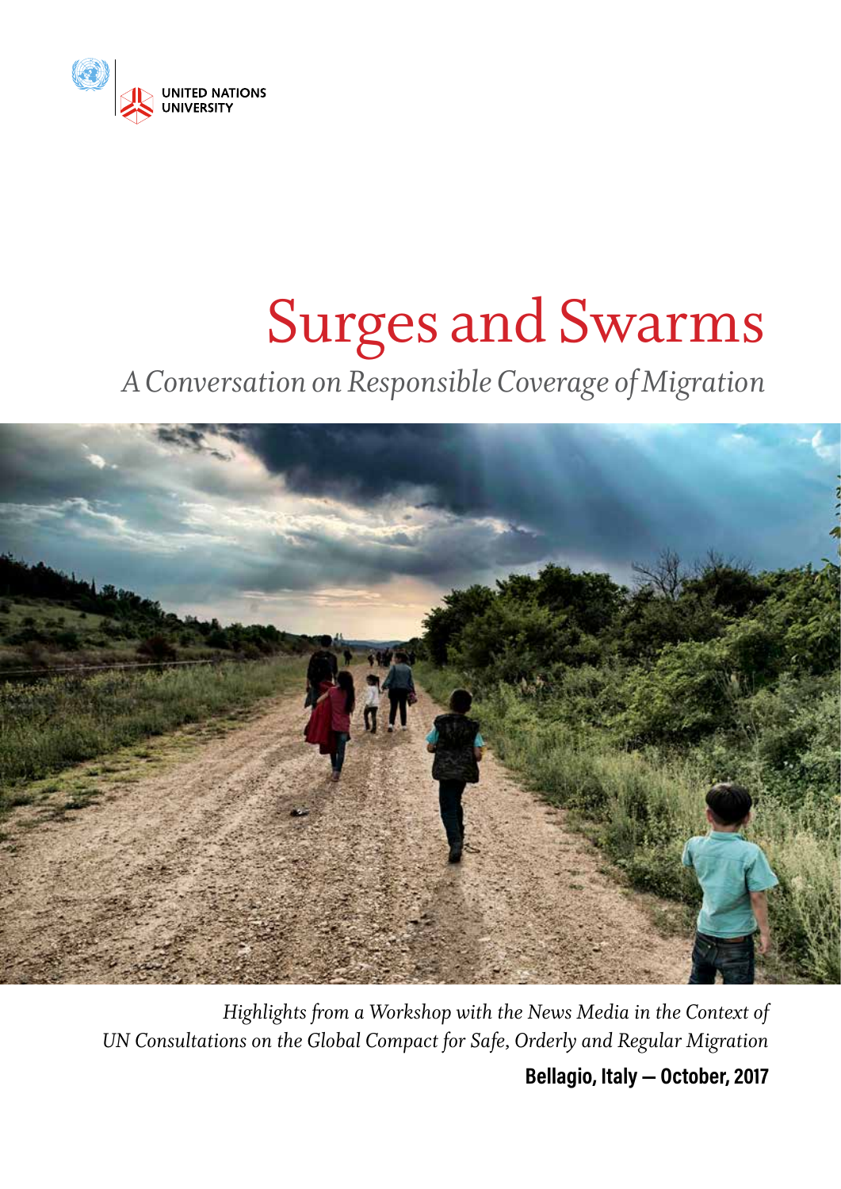UNITED NATIONS
UNIVERSITY

# Surges and Swarms

*A Conversation on Responsible Coverage of Migration*

*Highlights from a Workshop with the News Media in the Context of UN Consultations on the Global Compact for Safe, Orderly and Regular Migration*

**Bellagio, Italy — October, 2017**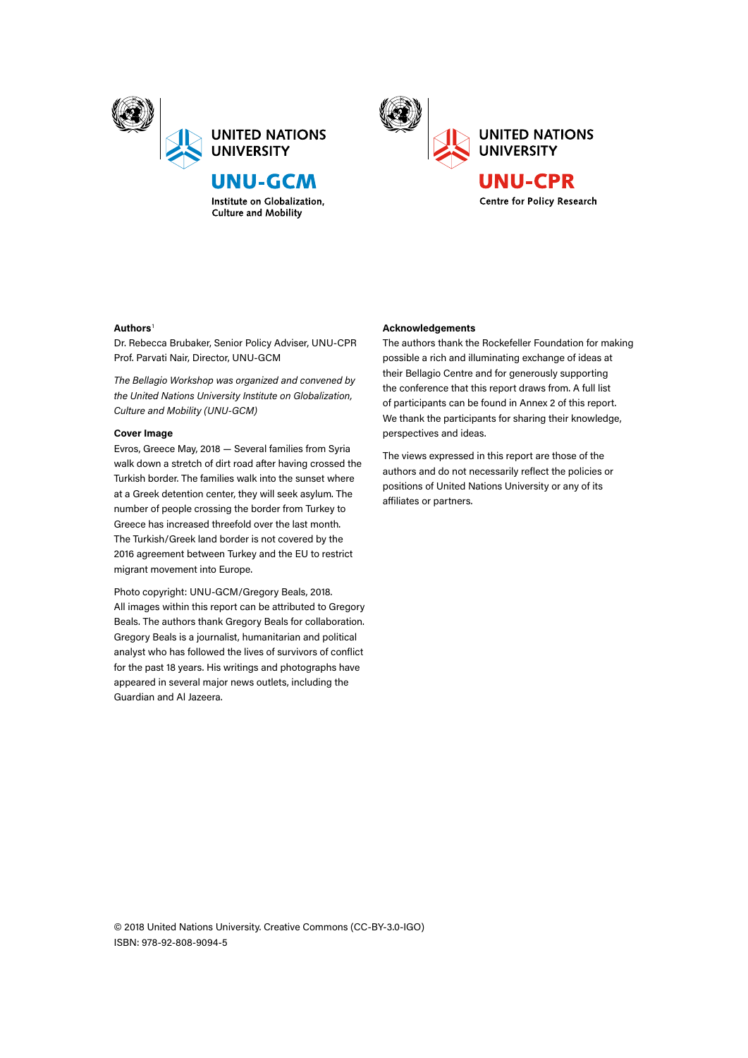UNITED NATIONS UNIVERSITY

**UNU-GCM**

Institute on Globalization, Culture and Mobility

UNITED NATIONS UNIVERSITY

**UNU-CPR**

Centre for Policy Research

**Authors**[1]

Dr. Rebecca Brubaker, Senior Policy Adviser, UNU-CPR
Prof. Parvati Nair, Director, UNU-GCM

*The Bellagio Workshop was organized and convened by the United Nations University Institute on Globalization, Culture and Mobility (UNU-GCM)*

**Cover Image**

Evros, Greece May, 2018 — Several families from Syria walk down a stretch of dirt road after having crossed the Turkish border. The families walk into the sunset where at a Greek detention center, they will seek asylum. The number of people crossing the border from Turkey to Greece has increased threefold over the last month. The Turkish/Greek land border is not covered by the 2016 agreement between Turkey and the EU to restrict migrant movement into Europe.

Photo copyright: UNU-GCM/Gregory Beals, 2018. All images within this report can be attributed to Gregory Beals. The authors thank Gregory Beals for collaboration. Gregory Beals is a journalist, humanitarian and political analyst who has followed the lives of survivors of conflict for the past 18 years. His writings and photographs have appeared in several major news outlets, including the Guardian and Al Jazeera.

**Acknowledgements**

The authors thank the Rockefeller Foundation for making possible a rich and illuminating exchange of ideas at their Bellagio Centre and for generously supporting the conference that this report draws from. A full list of participants can be found in Annex 2 of this report. We thank the participants for sharing their knowledge, perspectives and ideas.

The views expressed in this report are those of the authors and do not necessarily reflect the policies or positions of United Nations University or any of its affiliates or partners.

© 2018 United Nations University. Creative Commons (CC-BY-3.0-IGO)
ISBN: 978-92-808-9094-5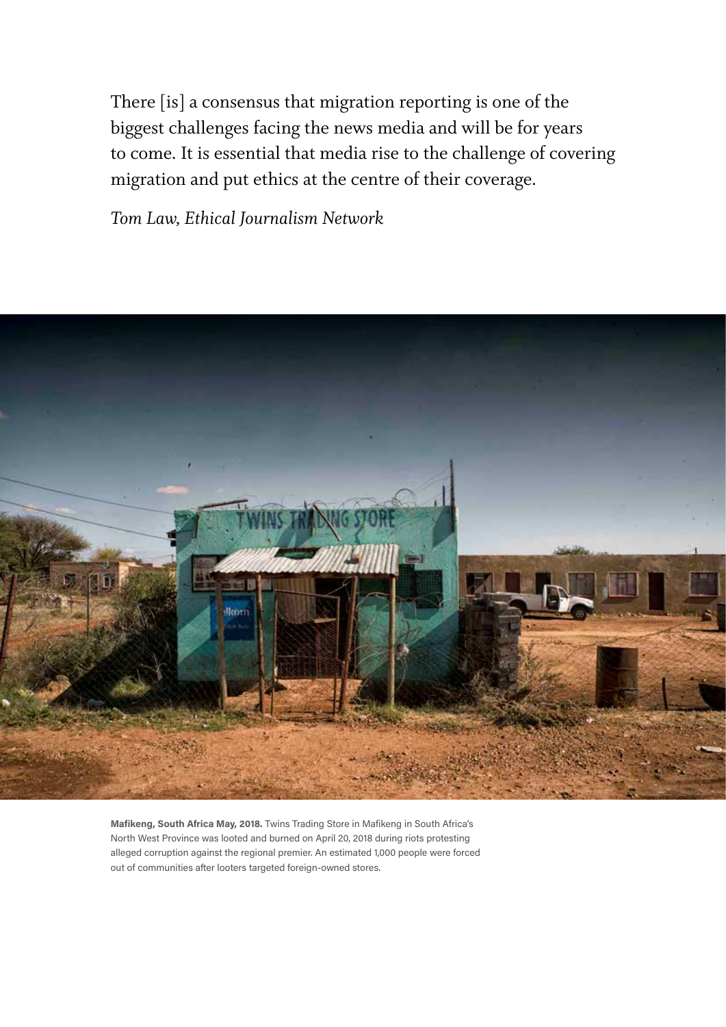There [is] a consensus that migration reporting is one of the biggest challenges facing the news media and will be for years to come. It is essential that media rise to the challenge of covering migration and put ethics at the centre of their coverage.

*Tom Law, Ethical Journalism Network*

**Mafikeng, South Africa May, 2018.** Twins Trading Store in Mafikeng in South Africa's North West Province was looted and burned on April 20, 2018 during riots protesting alleged corruption against the regional premier. An estimated 1,000 people were forced out of communities after looters targeted foreign-owned stores.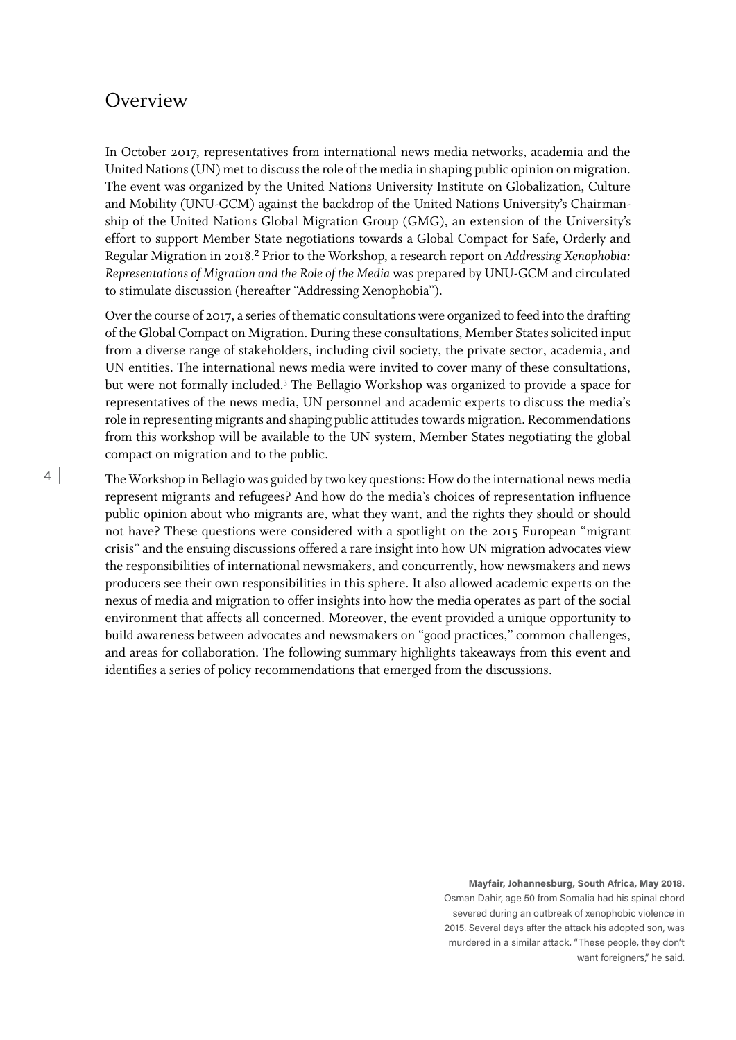# Overview

In October 2017, representatives from international news media networks, academia and the United Nations (UN) met to discuss the role of the media in shaping public opinion on migration. The event was organized by the United Nations University Institute on Globalization, Culture and Mobility (UNU-GCM) against the backdrop of the United Nations University's Chairmanship of the United Nations Global Migration Group (GMG), an extension of the University's effort to support Member State negotiations towards a Global Compact for Safe, Orderly and Regular Migration in 2018.[2] Prior to the Workshop, a research report on *Addressing Xenophobia: Representations of Migration and the Role of the Media* was prepared by UNU-GCM and circulated to stimulate discussion (hereafter "Addressing Xenophobia").

Over the course of 2017, a series of thematic consultations were organized to feed into the drafting of the Global Compact on Migration. During these consultations, Member States solicited input from a diverse range of stakeholders, including civil society, the private sector, academia, and UN entities. The international news media were invited to cover many of these consultations, but were not formally included.[3] The Bellagio Workshop was organized to provide a space for representatives of the news media, UN personnel and academic experts to discuss the media's role in representing migrants and shaping public attitudes towards migration. Recommendations from this workshop will be available to the UN system, Member States negotiating the global compact on migration and to the public.

The Workshop in Bellagio was guided by two key questions: How do the international news media represent migrants and refugees? And how do the media's choices of representation influence public opinion about who migrants are, what they want, and the rights they should or should not have? These questions were considered with a spotlight on the 2015 European "migrant crisis" and the ensuing discussions offered a rare insight into how UN migration advocates view the responsibilities of international newsmakers, and concurrently, how newsmakers and news producers see their own responsibilities in this sphere. It also allowed academic experts on the nexus of media and migration to offer insights into how the media operates as part of the social environment that affects all concerned. Moreover, the event provided a unique opportunity to build awareness between advocates and newsmakers on "good practices," common challenges, and areas for collaboration. The following summary highlights takeaways from this event and identifies a series of policy recommendations that emerged from the discussions.

**Mayfair, Johannesburg, South Africa, May 2018.**
Osman Dahir, age 50 from Somalia had his spinal chord severed during an outbreak of xenophobic violence in 2015. Several days after the attack his adopted son, was murdered in a similar attack. "These people, they don't want foreigners," he said.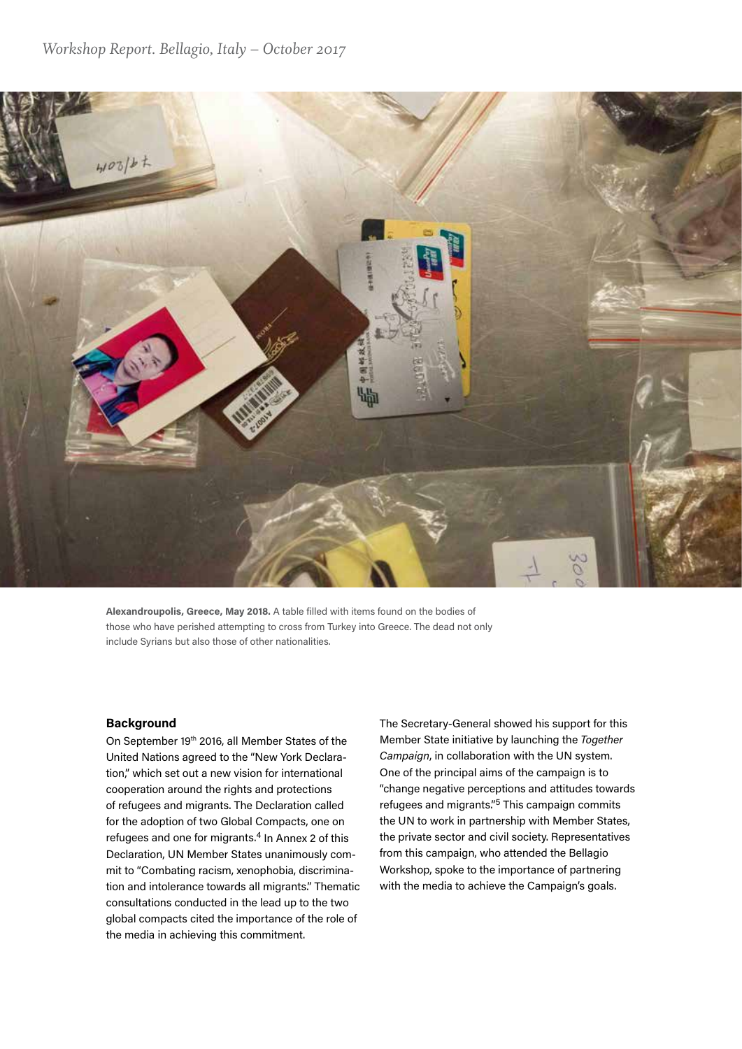**Alexandroupolis, Greece, May 2018.** A table filled with items found on the bodies of those who have perished attempting to cross from Turkey into Greece. The dead not only include Syrians but also those of other nationalities.

### Background

On September 19th 2016, all Member States of the United Nations agreed to the "New York Declaration," which set out a new vision for international cooperation around the rights and protections of refugees and migrants. The Declaration called for the adoption of two Global Compacts, one on refugees and one for migrants.[4] In Annex 2 of this Declaration, UN Member States unanimously commit to "Combating racism, xenophobia, discrimination and intolerance towards all migrants." Thematic consultations conducted in the lead up to the two global compacts cited the importance of the role of the media in achieving this commitment.

The Secretary-General showed his support for this Member State initiative by launching the *Together Campaign*, in collaboration with the UN system. One of the principal aims of the campaign is to "change negative perceptions and attitudes towards refugees and migrants."[5] This campaign commits the UN to work in partnership with Member States, the private sector and civil society. Representatives from this campaign, who attended the Bellagio Workshop, spoke to the importance of partnering with the media to achieve the Campaign's goals.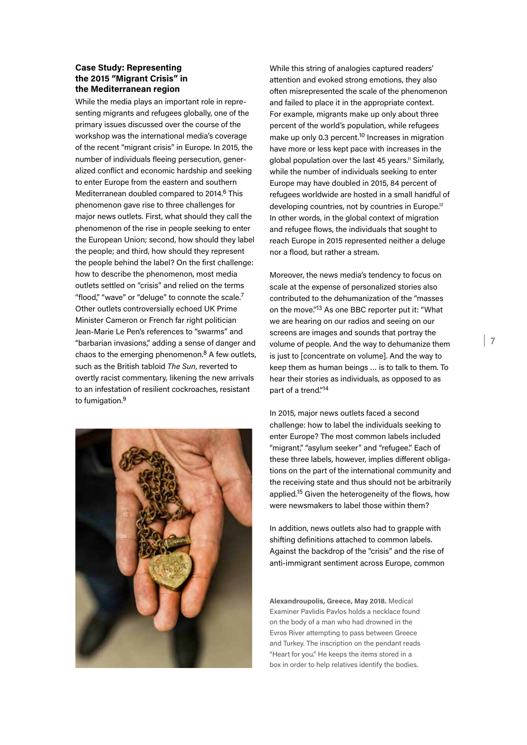### Case Study: Representing the 2015 "Migrant Crisis" in the Mediterranean region

While the media plays an important role in representing migrants and refugees globally, one of the primary issues discussed over the course of the workshop was the international media's coverage of the recent "migrant crisis" in Europe. In 2015, the number of individuals fleeing persecution, generalized conflict and economic hardship and seeking to enter Europe from the eastern and southern Mediterranean doubled compared to 2014.[6] This phenomenon gave rise to three challenges for major news outlets. First, what should they call the phenomenon of the rise in people seeking to enter the European Union; second, how should they label the people; and third, how should they represent the people behind the label? On the first challenge: how to describe the phenomenon, most media outlets settled on "crisis" and relied on the terms "flood," "wave" or "deluge" to connote the scale.[7] Other outlets controversially echoed UK Prime Minister Cameron or French far right politician Jean-Marie Le Pen's references to "swarms" and "barbarian invasions," adding a sense of danger and chaos to the emerging phenomenon.[8] A few outlets, such as the British tabloid *The Sun*, reverted to overtly racist commentary, likening the new arrivals to an infestation of resilient cockroaches, resistant to fumigation.[9]

While this string of analogies captured readers' attention and evoked strong emotions, they also often misrepresented the scale of the phenomenon and failed to place it in the appropriate context. For example, migrants make up only about three percent of the world's population, while refugees make up only 0.3 percent.[10] Increases in migration have more or less kept pace with increases in the global population over the last 45 years.[11] Similarly, while the number of individuals seeking to enter Europe may have doubled in 2015, 84 percent of refugees worldwide are hosted in a small handful of developing countries, not by countries in Europe.[12] In other words, in the global context of migration and refugee flows, the individuals that sought to reach Europe in 2015 represented neither a deluge nor a flood, but rather a stream.

Moreover, the news media's tendency to focus on scale at the expense of personalized stories also contributed to the dehumanization of the "masses on the move."[13] As one BBC reporter put it: "What we are hearing on our radios and seeing on our screens are images and sounds that portray the volume of people. And the way to dehumanize them is just to [concentrate on volume]. And the way to keep them as human beings … is to talk to them. To hear their stories as individuals, as opposed to as part of a trend."[14]

In 2015, major news outlets faced a second challenge: how to label the individuals seeking to enter Europe? The most common labels included "migrant," "asylum seeker" and "refugee." Each of these three labels, however, implies different obligations on the part of the international community and the receiving state and thus should not be arbitrarily applied.[15] Given the heterogeneity of the flows, how were newsmakers to label those within them?

In addition, news outlets also had to grapple with shifting definitions attached to common labels. Against the backdrop of the "crisis" and the rise of anti-immigrant sentiment across Europe, common

**Alexandroupolis, Greece, May 2018.** Medical Examiner Pavlidis Pavlos holds a necklace found on the body of a man who had drowned in the Evros River attempting to pass between Greece and Turkey. The inscription on the pendant reads "Heart for you." He keeps the items stored in a box in order to help relatives identify the bodies.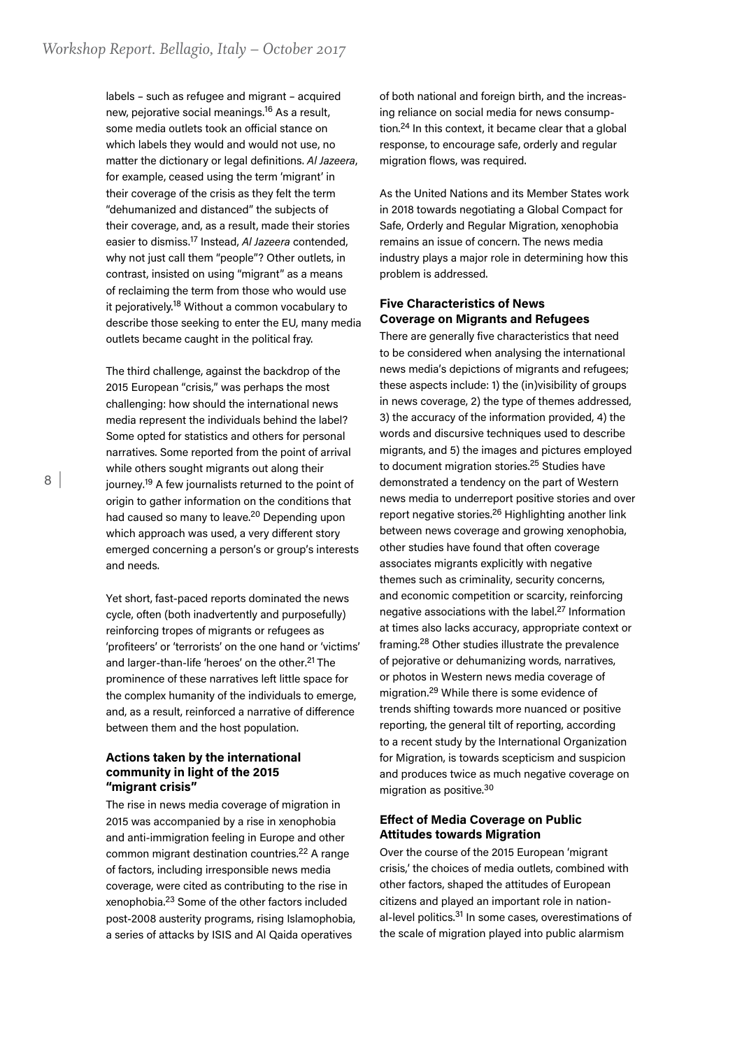labels – such as refugee and migrant – acquired new, pejorative social meanings.[16] As a result, some media outlets took an official stance on which labels they would and would not use, no matter the dictionary or legal definitions. *Al Jazeera*, for example, ceased using the term 'migrant' in their coverage of the crisis as they felt the term "dehumanized and distanced" the subjects of their coverage, and, as a result, made their stories easier to dismiss.[17] Instead, *Al Jazeera* contended, why not just call them "people"? Other outlets, in contrast, insisted on using "migrant" as a means of reclaiming the term from those who would use it pejoratively.[18] Without a common vocabulary to describe those seeking to enter the EU, many media outlets became caught in the political fray.

The third challenge, against the backdrop of the 2015 European "crisis," was perhaps the most challenging: how should the international news media represent the individuals behind the label? Some opted for statistics and others for personal narratives. Some reported from the point of arrival while others sought migrants out along their journey.[19] A few journalists returned to the point of origin to gather information on the conditions that had caused so many to leave.[20] Depending upon which approach was used, a very different story emerged concerning a person's or group's interests and needs.

Yet short, fast-paced reports dominated the news cycle, often (both inadvertently and purposefully) reinforcing tropes of migrants or refugees as 'profiteers' or 'terrorists' on the one hand or 'victims' and larger-than-life 'heroes' on the other.[21] The prominence of these narratives left little space for the complex humanity of the individuals to emerge, and, as a result, reinforced a narrative of difference between them and the host population.

### Actions taken by the international community in light of the 2015 "migrant crisis"

The rise in news media coverage of migration in 2015 was accompanied by a rise in xenophobia and anti-immigration feeling in Europe and other common migrant destination countries.[22] A range of factors, including irresponsible news media coverage, were cited as contributing to the rise in xenophobia.[23] Some of the other factors included post-2008 austerity programs, rising Islamophobia, a series of attacks by ISIS and Al Qaida operatives of both national and foreign birth, and the increasing reliance on social media for news consumption.[24] In this context, it became clear that a global response, to encourage safe, orderly and regular migration flows, was required.

As the United Nations and its Member States work in 2018 towards negotiating a Global Compact for Safe, Orderly and Regular Migration, xenophobia remains an issue of concern. The news media industry plays a major role in determining how this problem is addressed.

### Five Characteristics of News Coverage on Migrants and Refugees

There are generally five characteristics that need to be considered when analysing the international news media's depictions of migrants and refugees; these aspects include: 1) the (in)visibility of groups in news coverage, 2) the type of themes addressed, 3) the accuracy of the information provided, 4) the words and discursive techniques used to describe migrants, and 5) the images and pictures employed to document migration stories.[25] Studies have demonstrated a tendency on the part of Western news media to underreport positive stories and over report negative stories.[26] Highlighting another link between news coverage and growing xenophobia, other studies have found that often coverage associates migrants explicitly with negative themes such as criminality, security concerns, and economic competition or scarcity, reinforcing negative associations with the label.[27] Information at times also lacks accuracy, appropriate context or framing.[28] Other studies illustrate the prevalence of pejorative or dehumanizing words, narratives, or photos in Western news media coverage of migration.[29] While there is some evidence of trends shifting towards more nuanced or positive reporting, the general tilt of reporting, according to a recent study by the International Organization for Migration, is towards scepticism and suspicion and produces twice as much negative coverage on migration as positive.[30]

### Effect of Media Coverage on Public Attitudes towards Migration

Over the course of the 2015 European 'migrant crisis,' the choices of media outlets, combined with other factors, shaped the attitudes of European citizens and played an important role in national-level politics.[31] In some cases, overestimations of the scale of migration played into public alarmism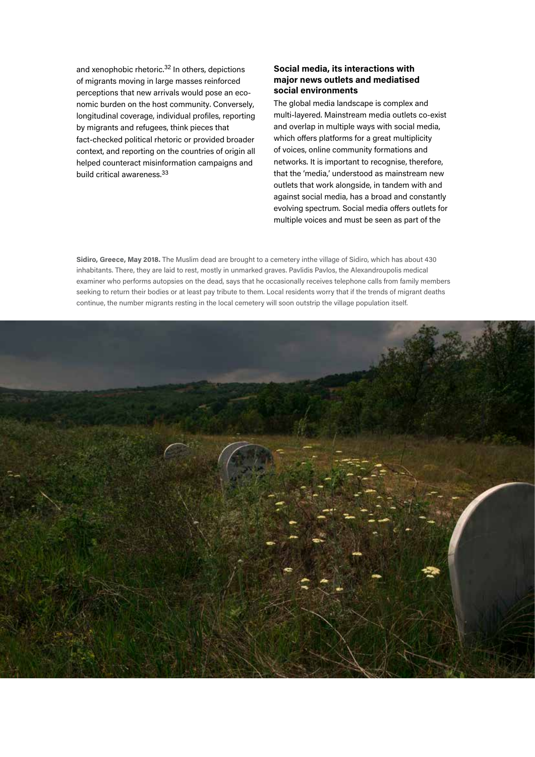and xenophobic rhetoric.[32] In others, depictions of migrants moving in large masses reinforced perceptions that new arrivals would pose an economic burden on the host community. Conversely, longitudinal coverage, individual profiles, reporting by migrants and refugees, think pieces that fact-checked political rhetoric or provided broader context, and reporting on the countries of origin all helped counteract misinformation campaigns and build critical awareness.[33]

### Social media, its interactions with major news outlets and mediatised social environments

The global media landscape is complex and multi-layered. Mainstream media outlets co-exist and overlap in multiple ways with social media, which offers platforms for a great multiplicity of voices, online community formations and networks. It is important to recognise, therefore, that the 'media,' understood as mainstream new outlets that work alongside, in tandem with and against social media, has a broad and constantly evolving spectrum. Social media offers outlets for multiple voices and must be seen as part of the

**Sidiro, Greece, May 2018.** The Muslim dead are brought to a cemetery inthe village of Sidiro, which has about 430 inhabitants. There, they are laid to rest, mostly in unmarked graves. Pavlidis Pavlos, the Alexandroupolis medical examiner who performs autopsies on the dead, says that he occasionally receives telephone calls from family members seeking to return their bodies or at least pay tribute to them. Local residents worry that if the trends of migrant deaths continue, the number migrants resting in the local cemetery will soon outstrip the village population itself.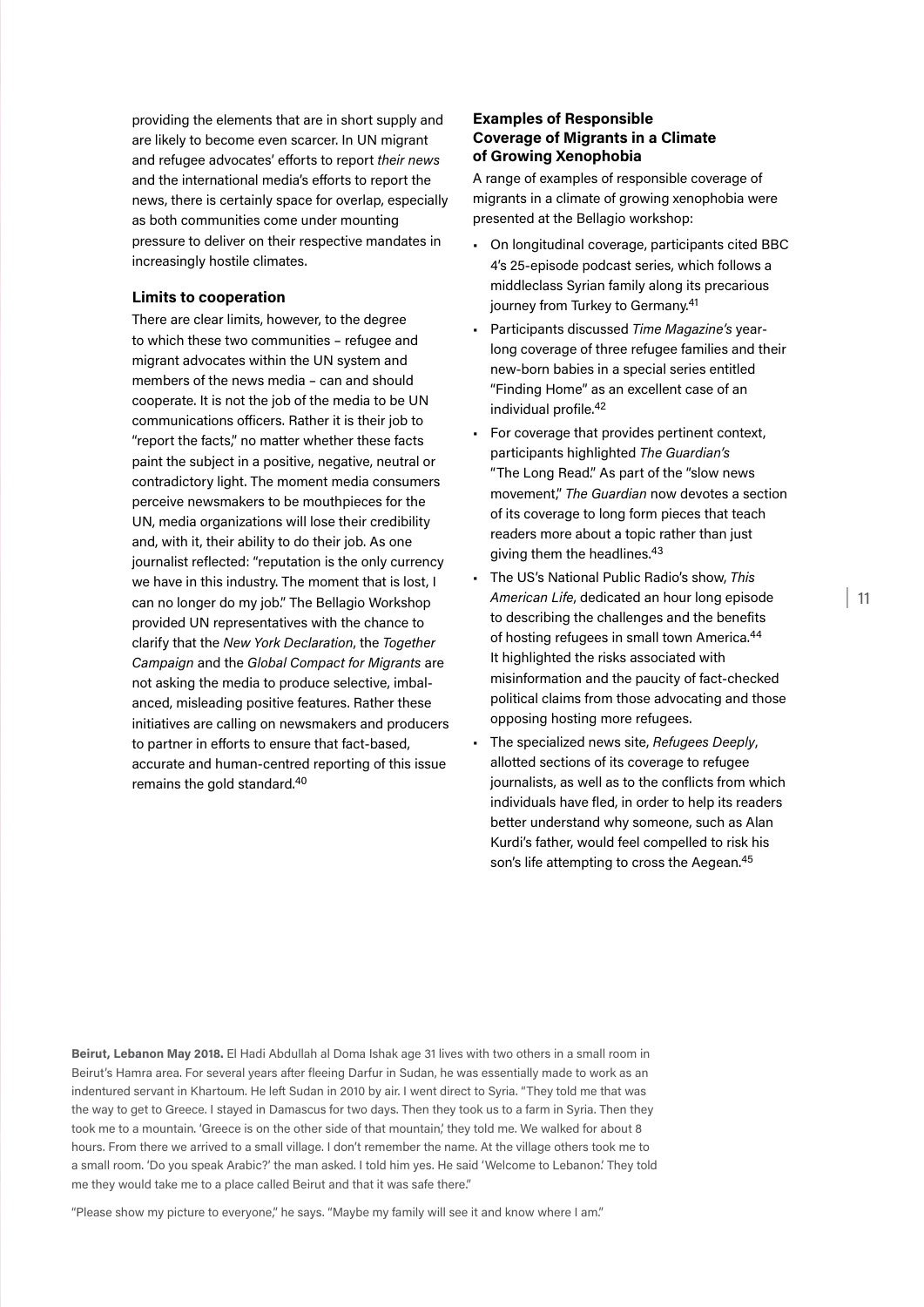providing the elements that are in short supply and are likely to become even scarcer. In UN migrant and refugee advocates' efforts to report *their news* and the international media's efforts to report the news, there is certainly space for overlap, especially as both communities come under mounting pressure to deliver on their respective mandates in increasingly hostile climates.

### Limits to cooperation

There are clear limits, however, to the degree to which these two communities – refugee and migrant advocates within the UN system and members of the news media – can and should cooperate. It is not the job of the media to be UN communications officers. Rather it is their job to "report the facts," no matter whether these facts paint the subject in a positive, negative, neutral or contradictory light. The moment media consumers perceive newsmakers to be mouthpieces for the UN, media organizations will lose their credibility and, with it, their ability to do their job. As one journalist reflected: "reputation is the only currency we have in this industry. The moment that is lost, I can no longer do my job." The Bellagio Workshop provided UN representatives with the chance to clarify that the *New York Declaration*, the *Together Campaign* and the *Global Compact for Migrants* are not asking the media to produce selective, imbalanced, misleading positive features. Rather these initiatives are calling on newsmakers and producers to partner in efforts to ensure that fact-based, accurate and human-centred reporting of this issue remains the gold standard.[40]

### Examples of Responsible Coverage of Migrants in a Climate of Growing Xenophobia

A range of examples of responsible coverage of migrants in a climate of growing xenophobia were presented at the Bellagio workshop:

- On longitudinal coverage, participants cited BBC 4's 25-episode podcast series, which follows a middleclass Syrian family along its precarious journey from Turkey to Germany.[41]
- Participants discussed *Time Magazine's* year-long coverage of three refugee families and their new-born babies in a special series entitled "Finding Home" as an excellent case of an individual profile.[42]
- For coverage that provides pertinent context, participants highlighted *The Guardian's* "The Long Read." As part of the "slow news movement," *The Guardian* now devotes a section of its coverage to long form pieces that teach readers more about a topic rather than just giving them the headlines.[43]
- The US's National Public Radio's show, *This American Life*, dedicated an hour long episode to describing the challenges and the benefits of hosting refugees in small town America.[44] It highlighted the risks associated with misinformation and the paucity of fact-checked political claims from those advocating and those opposing hosting more refugees.
- The specialized news site, *Refugees Deeply*, allotted sections of its coverage to refugee journalists, as well as to the conflicts from which individuals have fled, in order to help its readers better understand why someone, such as Alan Kurdi's father, would feel compelled to risk his son's life attempting to cross the Aegean.[45]

**Beirut, Lebanon May 2018.** El Hadi Abdullah al Doma Ishak age 31 lives with two others in a small room in Beirut's Hamra area. For several years after fleeing Darfur in Sudan, he was essentially made to work as an indentured servant in Khartoum. He left Sudan in 2010 by air. I went direct to Syria. "They told me that was the way to get to Greece. I stayed in Damascus for two days. Then they took us to a farm in Syria. Then they took me to a mountain. 'Greece is on the other side of that mountain,' they told me. We walked for about 8 hours. From there we arrived to a small village. I don't remember the name. At the village others took me to a small room. 'Do you speak Arabic?' the man asked. I told him yes. He said 'Welcome to Lebanon.' They told me they would take me to a place called Beirut and that it was safe there."

"Please show my picture to everyone," he says. "Maybe my family will see it and know where I am."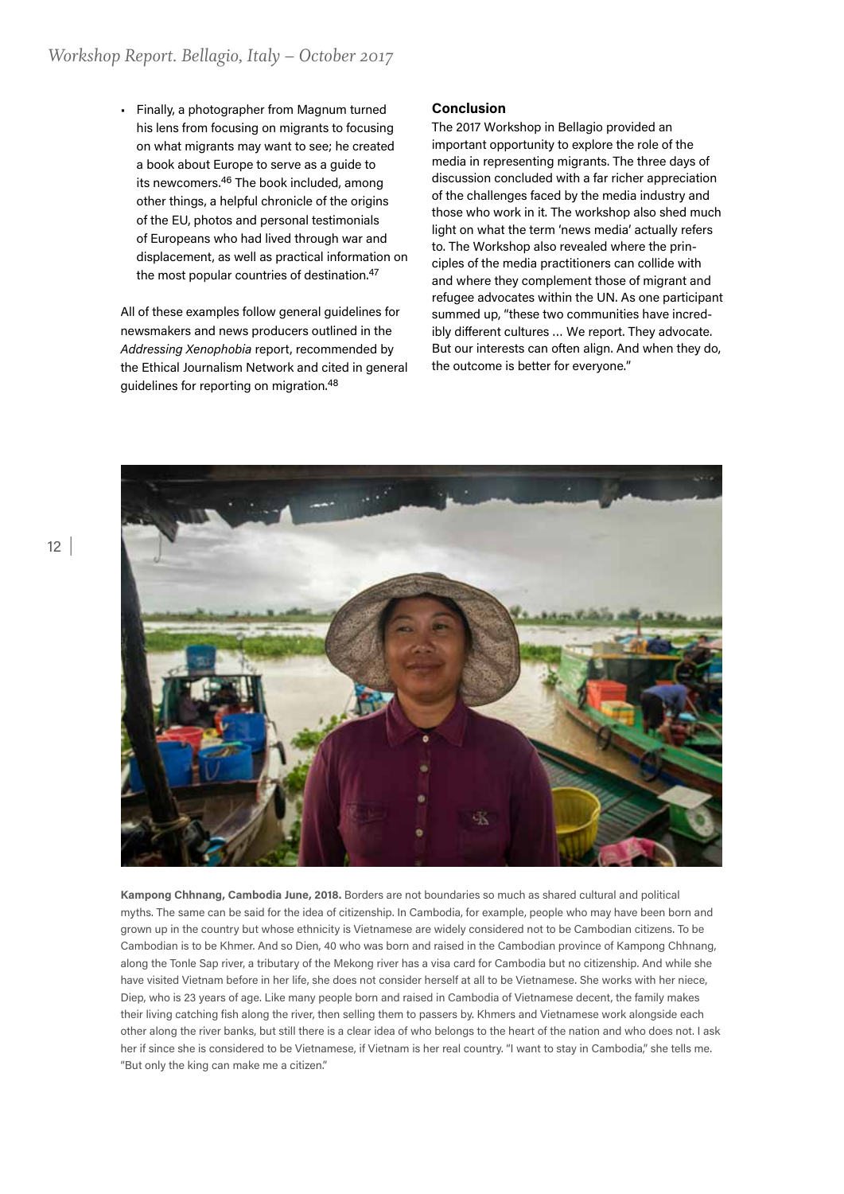- Finally, a photographer from Magnum turned his lens from focusing on migrants to focusing on what migrants may want to see; he created a book about Europe to serve as a guide to its newcomers.[46] The book included, among other things, a helpful chronicle of the origins of the EU, photos and personal testimonials of Europeans who had lived through war and displacement, as well as practical information on the most popular countries of destination.[47]

All of these examples follow general guidelines for newsmakers and news producers outlined in the *Addressing Xenophobia* report, recommended by the Ethical Journalism Network and cited in general guidelines for reporting on migration.[48]

**Conclusion**

The 2017 Workshop in Bellagio provided an important opportunity to explore the role of the media in representing migrants. The three days of discussion concluded with a far richer appreciation of the challenges faced by the media industry and those who work in it. The workshop also shed much light on what the term 'news media' actually refers to. The Workshop also revealed where the principles of the media practitioners can collide with and where they complement those of migrant and refugee advocates within the UN. As one participant summed up, "these two communities have incredibly different cultures … We report. They advocate. But our interests can often align. And when they do, the outcome is better for everyone."

**Kampong Chhnang, Cambodia June, 2018.** Borders are not boundaries so much as shared cultural and political myths. The same can be said for the idea of citizenship. In Cambodia, for example, people who may have been born and grown up in the country but whose ethnicity is Vietnamese are widely considered not to be Cambodian citizens. To be Cambodian is to be Khmer. And so Dien, 40 who was born and raised in the Cambodian province of Kampong Chhnang, along the Tonle Sap river, a tributary of the Mekong river has a visa card for Cambodia but no citizenship. And while she have visited Vietnam before in her life, she does not consider herself at all to be Vietnamese. She works with her niece, Diep, who is 23 years of age. Like many people born and raised in Cambodia of Vietnamese decent, the family makes their living catching fish along the river, then selling them to passers by. Khmers and Vietnamese work alongside each other along the river banks, but still there is a clear idea of who belongs to the heart of the nation and who does not. I ask her if since she is considered to be Vietnamese, if Vietnam is her real country. "I want to stay in Cambodia," she tells me. "But only the king can make me a citizen."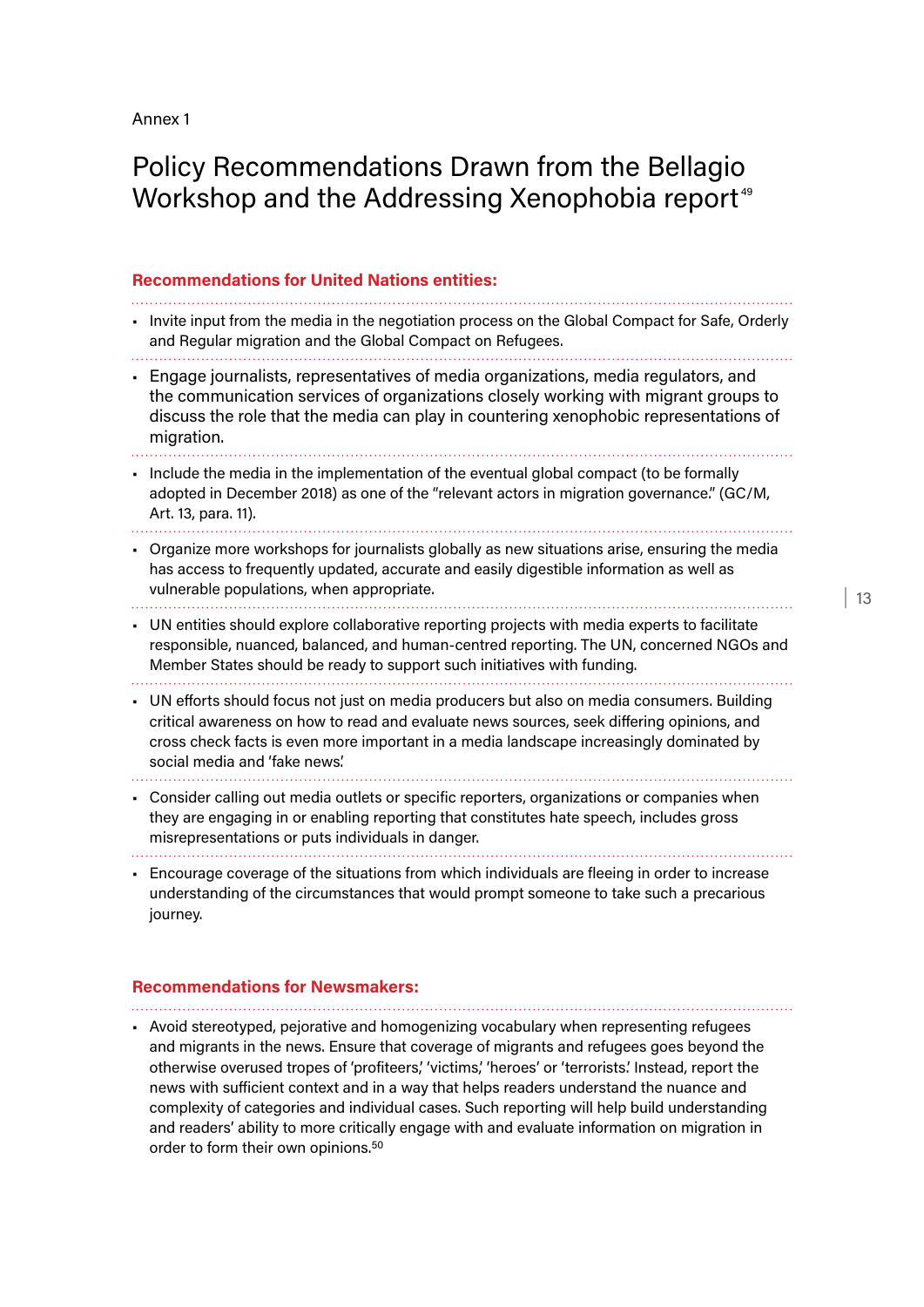Annex 1

# Policy Recommendations Drawn from the Bellagio Workshop and the Addressing Xenophobia report[49]

## Recommendations for United Nations entities:

- Invite input from the media in the negotiation process on the Global Compact for Safe, Orderly and Regular migration and the Global Compact on Refugees.
- Engage journalists, representatives of media organizations, media regulators, and the communication services of organizations closely working with migrant groups to discuss the role that the media can play in countering xenophobic representations of migration.
- Include the media in the implementation of the eventual global compact (to be formally adopted in December 2018) as one of the "relevant actors in migration governance." (GC/M, Art. 13, para. 11).
- Organize more workshops for journalists globally as new situations arise, ensuring the media has access to frequently updated, accurate and easily digestible information as well as vulnerable populations, when appropriate.
- UN entities should explore collaborative reporting projects with media experts to facilitate responsible, nuanced, balanced, and human-centred reporting. The UN, concerned NGOs and Member States should be ready to support such initiatives with funding.
- UN efforts should focus not just on media producers but also on media consumers. Building critical awareness on how to read and evaluate news sources, seek differing opinions, and cross check facts is even more important in a media landscape increasingly dominated by social media and 'fake news.'
- Consider calling out media outlets or specific reporters, organizations or companies when they are engaging in or enabling reporting that constitutes hate speech, includes gross misrepresentations or puts individuals in danger.
- Encourage coverage of the situations from which individuals are fleeing in order to increase understanding of the circumstances that would prompt someone to take such a precarious journey.

## Recommendations for Newsmakers:

- Avoid stereotyped, pejorative and homogenizing vocabulary when representing refugees and migrants in the news. Ensure that coverage of migrants and refugees goes beyond the otherwise overused tropes of 'profiteers,' 'victims,' 'heroes' or 'terrorists.' Instead, report the news with sufficient context and in a way that helps readers understand the nuance and complexity of categories and individual cases. Such reporting will help build understanding and readers' ability to more critically engage with and evaluate information on migration in order to form their own opinions.[50]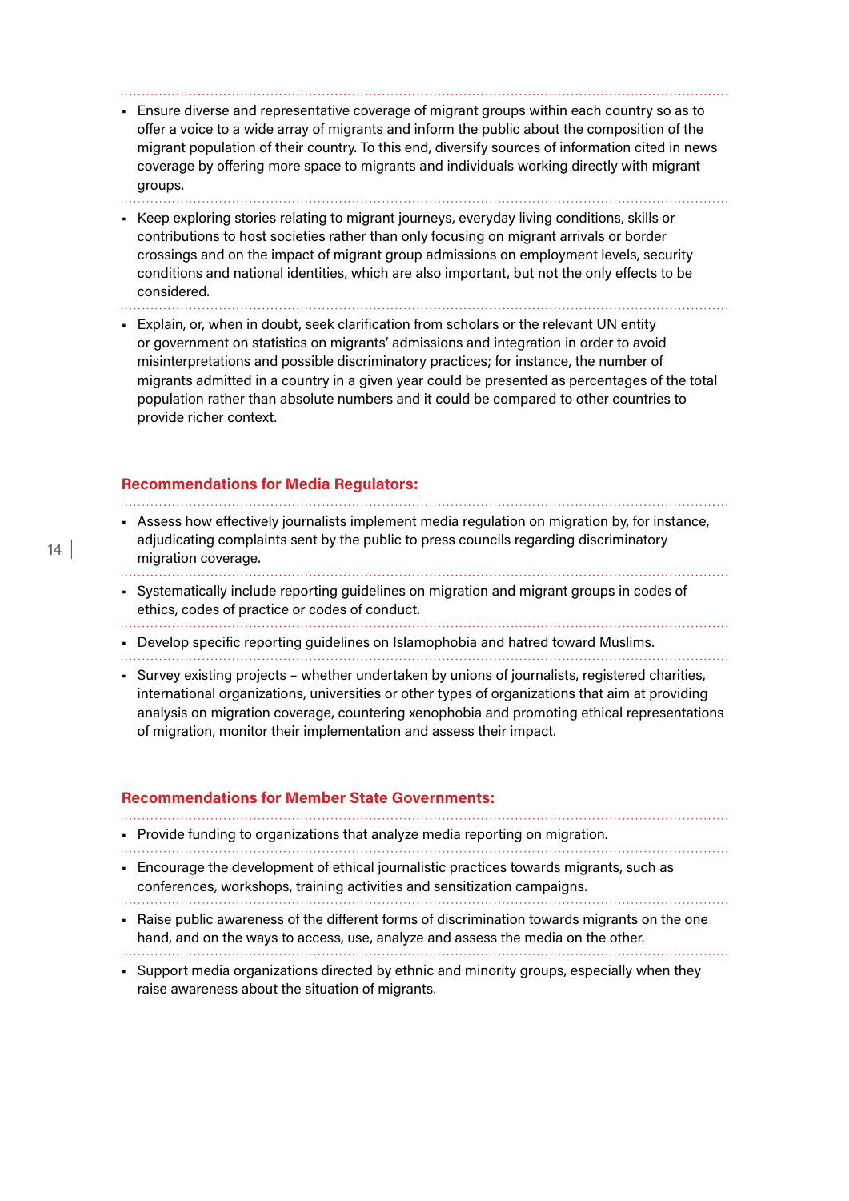- Ensure diverse and representative coverage of migrant groups within each country so as to offer a voice to a wide array of migrants and inform the public about the composition of the migrant population of their country. To this end, diversify sources of information cited in news coverage by offering more space to migrants and individuals working directly with migrant groups.
- Keep exploring stories relating to migrant journeys, everyday living conditions, skills or contributions to host societies rather than only focusing on migrant arrivals or border crossings and on the impact of migrant group admissions on employment levels, security conditions and national identities, which are also important, but not the only effects to be considered.
- Explain, or, when in doubt, seek clarification from scholars or the relevant UN entity or government on statistics on migrants' admissions and integration in order to avoid misinterpretations and possible discriminatory practices; for instance, the number of migrants admitted in a country in a given year could be presented as percentages of the total population rather than absolute numbers and it could be compared to other countries to provide richer context.

### Recommendations for Media Regulators:

- Assess how effectively journalists implement media regulation on migration by, for instance, adjudicating complaints sent by the public to press councils regarding discriminatory migration coverage.
- Systematically include reporting guidelines on migration and migrant groups in codes of ethics, codes of practice or codes of conduct.
- Develop specific reporting guidelines on Islamophobia and hatred toward Muslims.
- Survey existing projects – whether undertaken by unions of journalists, registered charities, international organizations, universities or other types of organizations that aim at providing analysis on migration coverage, countering xenophobia and promoting ethical representations of migration, monitor their implementation and assess their impact.

### Recommendations for Member State Governments:

- Provide funding to organizations that analyze media reporting on migration.
- Encourage the development of ethical journalistic practices towards migrants, such as conferences, workshops, training activities and sensitization campaigns.
- Raise public awareness of the different forms of discrimination towards migrants on the one hand, and on the ways to access, use, analyze and assess the media on the other.
- Support media organizations directed by ethnic and minority groups, especially when they raise awareness about the situation of migrants.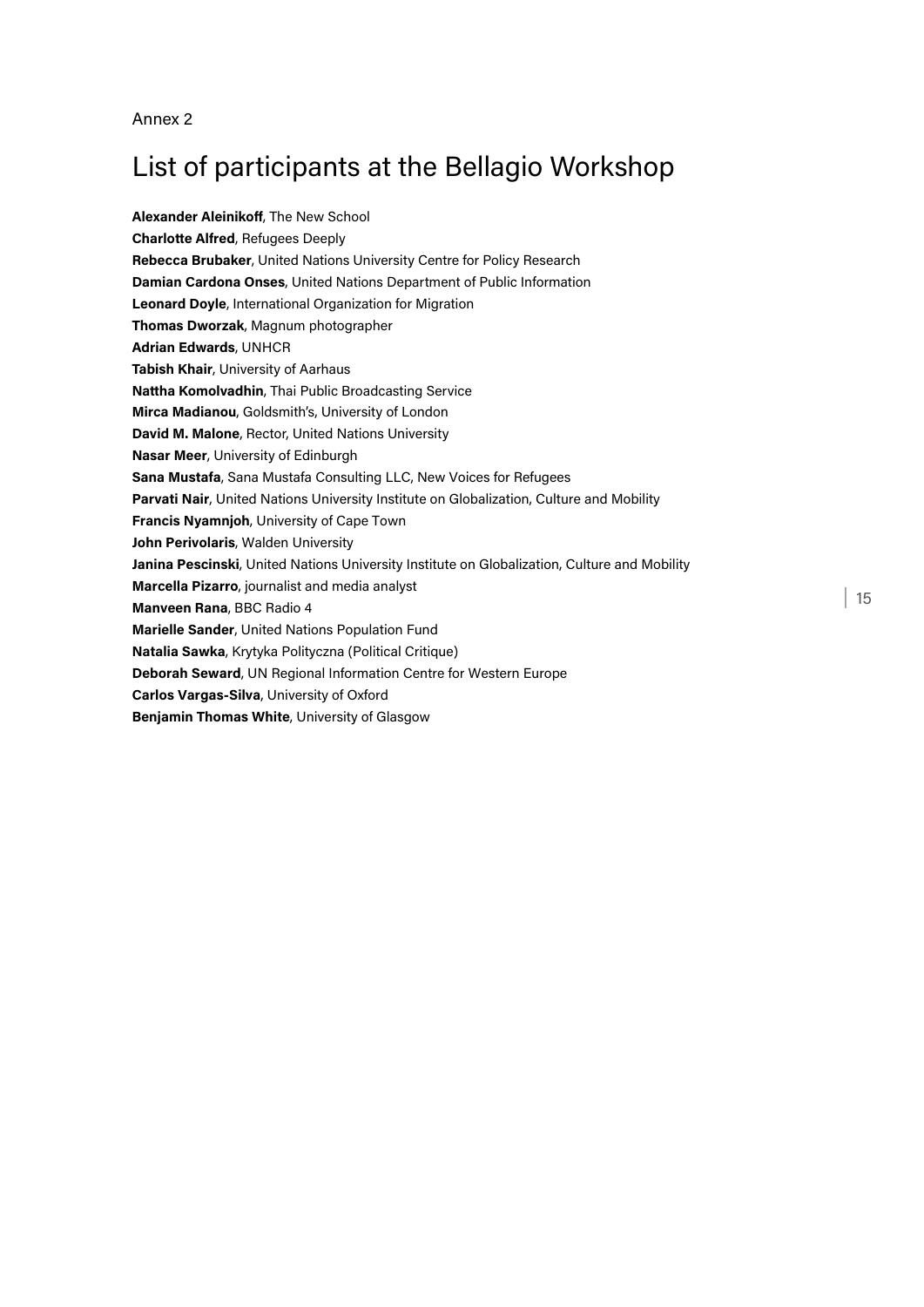Annex 2

# List of participants at the Bellagio Workshop

**Alexander Aleinikoff**, The New School
**Charlotte Alfred**, Refugees Deeply
**Rebecca Brubaker**, United Nations University Centre for Policy Research
**Damian Cardona Onses**, United Nations Department of Public Information
**Leonard Doyle**, International Organization for Migration
**Thomas Dworzak**, Magnum photographer
**Adrian Edwards**, UNHCR
**Tabish Khair**, University of Aarhaus
**Nattha Komolvadhin**, Thai Public Broadcasting Service
**Mirca Madianou**, Goldsmith's, University of London
**David M. Malone**, Rector, United Nations University
**Nasar Meer**, University of Edinburgh
**Sana Mustafa**, Sana Mustafa Consulting LLC, New Voices for Refugees
**Parvati Nair**, United Nations University Institute on Globalization, Culture and Mobility
**Francis Nyamnjoh**, University of Cape Town
**John Perivolaris**, Walden University
**Janina Pescinski**, United Nations University Institute on Globalization, Culture and Mobility
**Marcella Pizarro**, journalist and media analyst
**Manveen Rana**, BBC Radio 4
**Marielle Sander**, United Nations Population Fund
**Natalia Sawka**, Krytyka Polityczna (Political Critique)
**Deborah Seward**, UN Regional Information Centre for Western Europe
**Carlos Vargas-Silva**, University of Oxford
**Benjamin Thomas White**, University of Glasgow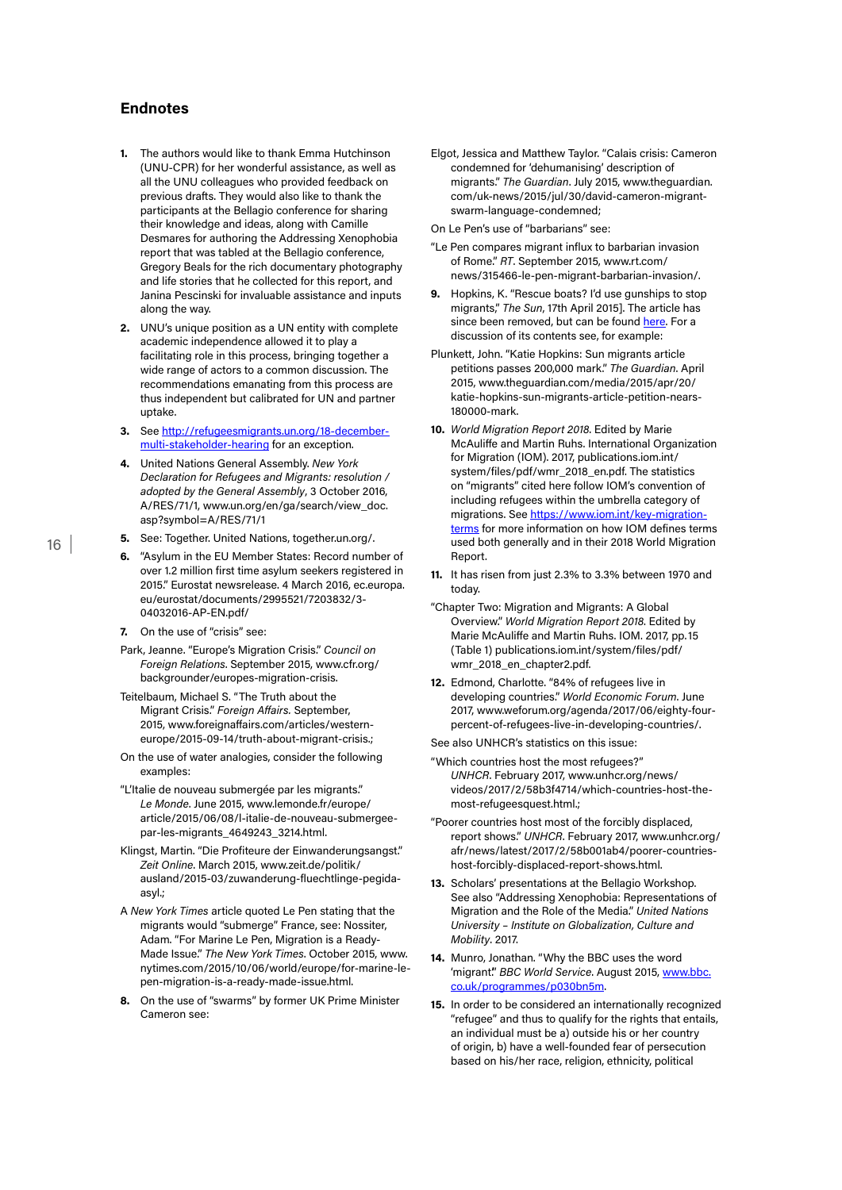## Endnotes

1. The authors would like to thank Emma Hutchinson (UNU-CPR) for her wonderful assistance, as well as all the UNU colleagues who provided feedback on previous drafts. They would also like to thank the participants at the Bellagio conference for sharing their knowledge and ideas, along with Camille Desmares for authoring the Addressing Xenophobia report that was tabled at the Bellagio conference, Gregory Beals for the rich documentary photography and life stories that he collected for this report, and Janina Pescinski for invaluable assistance and inputs along the way.

2. UNU's unique position as a UN entity with complete academic independence allowed it to play a facilitating role in this process, bringing together a wide range of actors to a common discussion. The recommendations emanating from this process are thus independent but calibrated for UN and partner uptake.

3. See http://refugeesmigrants.un.org/18-december-multi-stakeholder-hearing for an exception.

4. United Nations General Assembly. *New York Declaration for Refugees and Migrants: resolution / adopted by the General Assembly*, 3 October 2016, A/RES/71/1, www.un.org/en/ga/search/view_doc.asp?symbol=A/RES/71/1

5. See: Together. United Nations, together.un.org/.

6. "Asylum in the EU Member States: Record number of over 1.2 million first time asylum seekers registered in 2015." Eurostat newsrelease. 4 March 2016, ec.europa.eu/eurostat/documents/2995521/7203832/3-04032016-AP-EN.pdf/

7. On the use of "crisis" see:

Park, Jeanne. "Europe's Migration Crisis." *Council on Foreign Relations*. September 2015, www.cfr.org/backgrounder/europes-migration-crisis.

Teitelbaum, Michael S. "The Truth about the Migrant Crisis." *Foreign Affairs*. September, 2015, www.foreignaffairs.com/articles/western-europe/2015-09-14/truth-about-migrant-crisis.;

On the use of water analogies, consider the following examples:

"L'Italie de nouveau submergée par les migrants." *Le Monde*. June 2015, www.lemonde.fr/europe/article/2015/06/08/l-italie-de-nouveau-submergee-par-les-migrants_4649243_3214.html.

Klingst, Martin. "Die Profiteure der Einwanderungsangst." *Zeit Online*. March 2015, www.zeit.de/politik/ausland/2015-03/zuwanderung-fluechtlinge-pegida-asyl.;

A *New York Times* article quoted Le Pen stating that the migrants would "submerge" France, see: Nossiter, Adam. "For Marine Le Pen, Migration is a Ready-Made Issue." *The New York Times*. October 2015, www.nytimes.com/2015/10/06/world/europe/for-marine-le-pen-migration-is-a-ready-made-issue.html.

8. On the use of "swarms" by former UK Prime Minister Cameron see:

Elgot, Jessica and Matthew Taylor. "Calais crisis: Cameron condemned for 'dehumanising' description of migrants." *The Guardian*. July 2015, www.theguardian.com/uk-news/2015/jul/30/david-cameron-migrant-swarm-language-condemned;

On Le Pen's use of "barbarians" see:

"Le Pen compares migrant influx to barbarian invasion of Rome." *RT*. September 2015, www.rt.com/news/315466-le-pen-migrant-barbarian-invasion/.

9. Hopkins, K. "Rescue boats? I'd use gunships to stop migrants," *The Sun*, 17th April 2015]. The article has since been removed, but can be found here. For a discussion of its contents see, for example:

Plunkett, John. "Katie Hopkins: Sun migrants article petitions passes 200,000 mark." *The Guardian*. April 2015, www.theguardian.com/media/2015/apr/20/katie-hopkins-sun-migrants-article-petition-nears-180000-mark.

10. *World Migration Report 2018*. Edited by Marie McAuliffe and Martin Ruhs. International Organization for Migration (IOM). 2017, publications.iom.int/system/files/pdf/wmr_2018_en.pdf. The statistics on "migrants" cited here follow IOM's convention of including refugees within the umbrella category of migrations. See https://www.iom.int/key-migration-terms for more information on how IOM defines terms used both generally and in their 2018 World Migration Report.

11. It has risen from just 2.3% to 3.3% between 1970 and today.

"Chapter Two: Migration and Migrants: A Global Overview." *World Migration Report 2018*. Edited by Marie McAuliffe and Martin Ruhs. IOM. 2017, pp.15 (Table 1) publications.iom.int/system/files/pdf/wmr_2018_en_chapter2.pdf.

12. Edmond, Charlotte. "84% of refugees live in developing countries." *World Economic Forum*. June 2017, www.weforum.org/agenda/2017/06/eighty-four-percent-of-refugees-live-in-developing-countries/.

See also UNHCR's statistics on this issue:

"Which countries host the most refugees?" *UNHCR*. February 2017, www.unhcr.org/news/videos/2017/2/58b3f4714/which-countries-host-the-most-refugeesquest.html.;

"Poorer countries host most of the forcibly displaced, report shows." *UNHCR*. February 2017, www.unhcr.org/afr/news/latest/2017/2/58b001ab4/poorer-countries-host-forcibly-displaced-report-shows.html.

13. Scholars' presentations at the Bellagio Workshop. See also "Addressing Xenophobia: Representations of Migration and the Role of the Media." *United Nations University – Institute on Globalization, Culture and Mobility*. 2017.

14. Munro, Jonathan. "Why the BBC uses the word 'migrant'." *BBC World Service*. August 2015, www.bbc.co.uk/programmes/p030bn5m.

15. In order to be considered an internationally recognized "refugee" and thus to qualify for the rights that entails, an individual must be a) outside his or her country of origin, b) have a well-founded fear of persecution based on his/her race, religion, ethnicity, political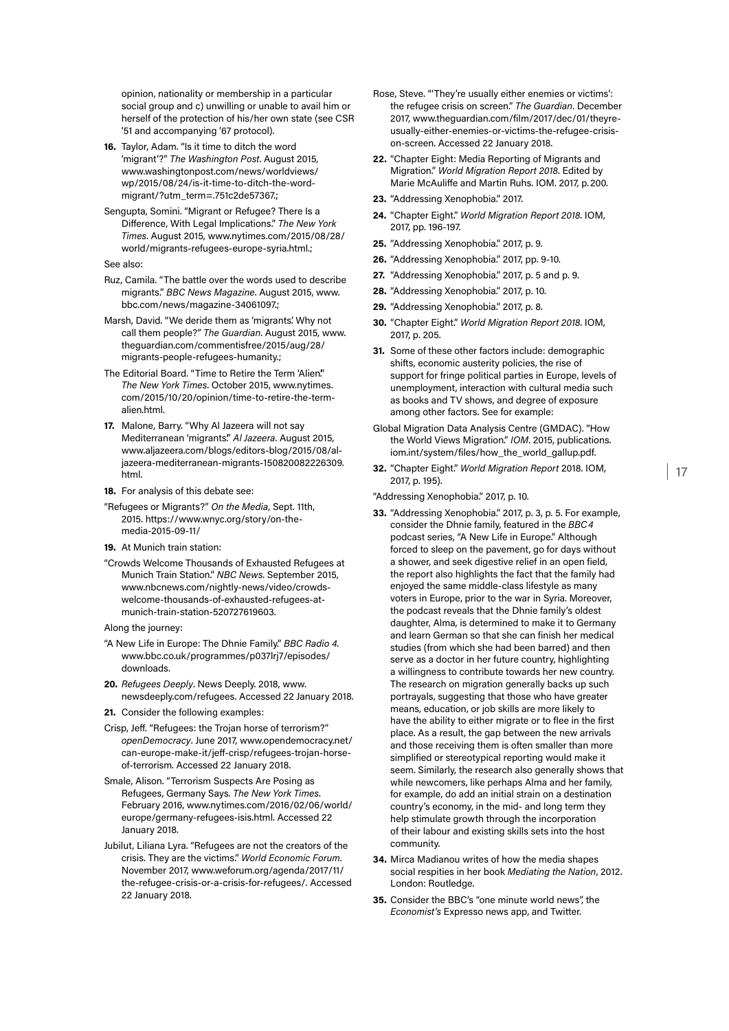opinion, nationality or membership in a particular social group and c) unwilling or unable to avail him or herself of the protection of his/her own state (see CSR '51 and accompanying '67 protocol).

16. Taylor, Adam. "Is it time to ditch the word 'migrant'?" *The Washington Post*. August 2015, www.washingtonpost.com/news/worldviews/wp/2015/08/24/is-it-time-to-ditch-the-word-migrant/?utm_term=.751c2de57367.;

Sengupta, Somini. "Migrant or Refugee? There Is a Difference, With Legal Implications." *The New York Times*. August 2015, www.nytimes.com/2015/08/28/world/migrants-refugees-europe-syria.html.;

See also:

Ruz, Camila. "The battle over the words used to describe migrants." *BBC News Magazine*. August 2015, www.bbc.com/news/magazine-34061097.;

Marsh, David. "We deride them as 'migrants.' Why not call them people?" *The Guardian*. August 2015, www.theguardian.com/commentisfree/2015/aug/28/migrants-people-refugees-humanity.;

The Editorial Board. "Time to Retire the Term 'Alien.'" *The New York Times*. October 2015, www.nytimes.com/2015/10/20/opinion/time-to-retire-the-term-alien.html.

17. Malone, Barry. "Why Al Jazeera will not say Mediterranean 'migrants.'" *Al Jazeera*. August 2015, www.aljazeera.com/blogs/editors-blog/2015/08/al-jazeera-mediterranean-migrants-150820082226309.html.

18. For analysis of this debate see:

"Refugees or Migrants?" *On the Media*, Sept. 11th, 2015. https://www.wnyc.org/story/on-the-media-2015-09-11/

19. At Munich train station:

"Crowds Welcome Thousands of Exhausted Refugees at Munich Train Station." *NBC News*. September 2015, www.nbcnews.com/nightly-news/video/crowds-welcome-thousands-of-exhausted-refugees-at-munich-train-station-520727619603.

Along the journey:

"A New Life in Europe: The Dhnie Family." *BBC Radio 4*. www.bbc.co.uk/programmes/p037lrj7/episodes/downloads.

20. *Refugees Deeply*. News Deeply. 2018, www.newsdeeply.com/refugees. Accessed 22 January 2018.

21. Consider the following examples:

Crisp, Jeff. "Refugees: the Trojan horse of terrorism?" *openDemocracy*. June 2017, www.opendemocracy.net/can-europe-make-it/jeff-crisp/refugees-trojan-horse-of-terrorism. Accessed 22 January 2018.

Smale, Alison. "Terrorism Suspects Are Posing as Refugees, Germany Says. *The New York Times*. February 2016, www.nytimes.com/2016/02/06/world/europe/germany-refugees-isis.html. Accessed 22 January 2018.

Jubilut, Liliana Lyra. "Refugees are not the creators of the crisis. They are the victims." *World Economic Forum*. November 2017, www.weforum.org/agenda/2017/11/the-refugee-crisis-or-a-crisis-for-refugees/. Accessed 22 January 2018.

Rose, Steve. "'They're usually either enemies or victims': the refugee crisis on screen." *The Guardian*. December 2017, www.theguardian.com/film/2017/dec/01/theyre-usually-either-enemies-or-victims-the-refugee-crisis-on-screen. Accessed 22 January 2018.

22. "Chapter Eight: Media Reporting of Migrants and Migration." *World Migration Report 2018*. Edited by Marie McAuliffe and Martin Ruhs. IOM. 2017, p. 200.

23. "Addressing Xenophobia." 2017.

24. "Chapter Eight." *World Migration Report 2018*. IOM, 2017, pp. 196-197.

25. "Addressing Xenophobia." 2017, p. 9.

26. "Addressing Xenophobia." 2017, pp. 9-10.

27. "Addressing Xenophobia." 2017, p. 5 and p. 9.

28. "Addressing Xenophobia." 2017, p. 10.

29. "Addressing Xenophobia." 2017, p. 8.

30. "Chapter Eight." *World Migration Report 2018*. IOM, 2017, p. 205.

31. Some of these other factors include: demographic shifts, economic austerity policies, the rise of support for fringe political parties in Europe, levels of unemployment, interaction with cultural media such as books and TV shows, and degree of exposure among other factors. See for example:

Global Migration Data Analysis Centre (GMDAC). "How the World Views Migration." *IOM*. 2015, publications.iom.int/system/files/how_the_world_gallup.pdf.

32. "Chapter Eight." *World Migration Report* 2018. IOM, 2017, p. 195).

"Addressing Xenophobia." 2017, p. 10.

33. "Addressing Xenophobia." 2017, p. 3, p. 5. For example, consider the Dhnie family, featured in the *BBC4* podcast series, "A New Life in Europe." Although forced to sleep on the pavement, go for days without a shower, and seek digestive relief in an open field, the report also highlights the fact that the family had enjoyed the same middle-class lifestyle as many voters in Europe, prior to the war in Syria. Moreover, the podcast reveals that the Dhnie family's oldest daughter, Alma, is determined to make it to Germany and learn German so that she can finish her medical studies (from which she had been barred) and then serve as a doctor in her future country, highlighting a willingness to contribute towards her new country. The research on migration generally backs up such portrayals, suggesting that those who have greater means, education, or job skills are more likely to have the ability to either migrate or to flee in the first place. As a result, the gap between the new arrivals and those receiving them is often smaller than more simplified or stereotypical reporting would make it seem. Similarly, the research also generally shows that while newcomers, like perhaps Alma and her family, for example, do add an initial strain on a destination country's economy, in the mid- and long term they help stimulate growth through the incorporation of their labour and existing skills sets into the host community.

34. Mirca Madianou writes of how the media shapes social respities in her book *Mediating the Nation*, 2012. London: Routledge.

35. Consider the BBC's "one minute world news", the *Economist's* Expresso news app, and Twitter.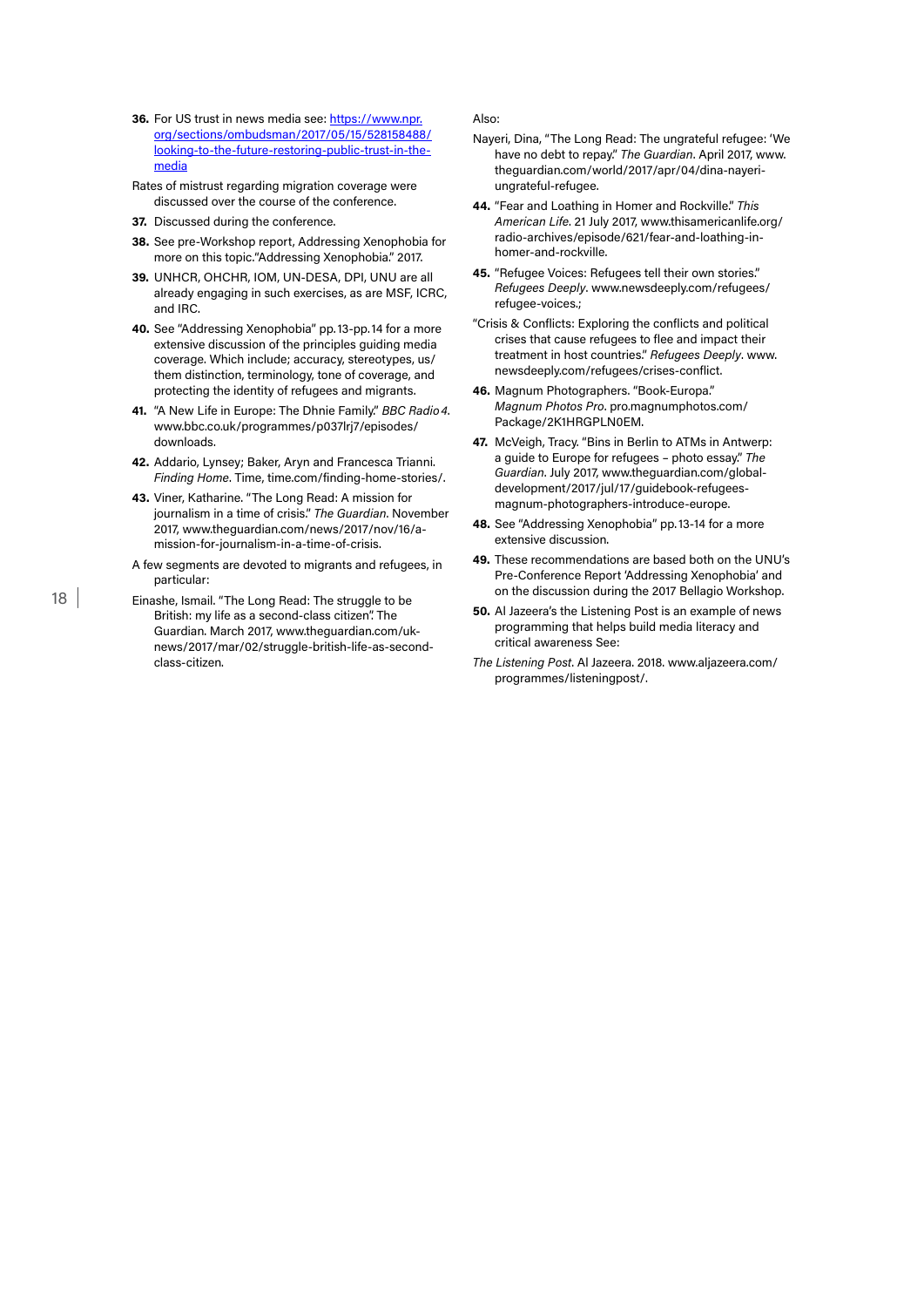**36.** For US trust in news media see: [https://www.npr.org/sections/ombudsman/2017/05/15/528158488/looking-to-the-future-restoring-public-trust-in-the-media](https://www.npr.org/sections/ombudsman/2017/05/15/528158488/looking-to-the-future-restoring-public-trust-in-the-media)

Rates of mistrust regarding migration coverage were discussed over the course of the conference.

**37.** Discussed during the conference.

**38.** See pre-Workshop report, Addressing Xenophobia for more on this topic."Addressing Xenophobia." 2017.

**39.** UNHCR, OHCHR, IOM, UN-DESA, DPI, UNU are all already engaging in such exercises, as are MSF, ICRC, and IRC.

**40.** See "Addressing Xenophobia" pp.13-pp.14 for a more extensive discussion of the principles guiding media coverage. Which include; accuracy, stereotypes, us/them distinction, terminology, tone of coverage, and protecting the identity of refugees and migrants.

**41.** "A New Life in Europe: The Dhnie Family." *BBC Radio 4*. www.bbc.co.uk/programmes/p037lrj7/episodes/downloads.

**42.** Addario, Lynsey; Baker, Aryn and Francesca Trianni. *Finding Home*. Time, time.com/finding-home-stories/.

**43.** Viner, Katharine. "The Long Read: A mission for journalism in a time of crisis." *The Guardian*. November 2017, www.theguardian.com/news/2017/nov/16/a-mission-for-journalism-in-a-time-of-crisis.

A few segments are devoted to migrants and refugees, in particular:

Einashe, Ismail. "The Long Read: The struggle to be British: my life as a second-class citizen". The Guardian. March 2017, www.theguardian.com/uk-news/2017/mar/02/struggle-british-life-as-second-class-citizen.

Also:

Nayeri, Dina, "The Long Read: The ungrateful refugee: 'We have no debt to repay." *The Guardian*. April 2017, www.theguardian.com/world/2017/apr/04/dina-nayeri-ungrateful-refugee.

**44.** "Fear and Loathing in Homer and Rockville." *This American Life*. 21 July 2017, www.thisamericanlife.org/radio-archives/episode/621/fear-and-loathing-in-homer-and-rockville.

**45.** "Refugee Voices: Refugees tell their own stories." *Refugees Deeply*. www.newsdeeply.com/refugees/refugee-voices.;

"Crisis & Conflicts: Exploring the conflicts and political crises that cause refugees to flee and impact their treatment in host countries." *Refugees Deeply*. www.newsdeeply.com/refugees/crises-conflict.

**46.** Magnum Photographers. "Book-Europa." *Magnum Photos Pro*. pro.magnumphotos.com/Package/2K1HRGPLN0EM.

**47.** McVeigh, Tracy. "Bins in Berlin to ATMs in Antwerp: a guide to Europe for refugees – photo essay." *The Guardian*. July 2017, www.theguardian.com/global-development/2017/jul/17/guidebook-refugees-magnum-photographers-introduce-europe.

**48.** See "Addressing Xenophobia" pp.13-14 for a more extensive discussion.

**49.** These recommendations are based both on the UNU's Pre-Conference Report 'Addressing Xenophobia' and on the discussion during the 2017 Bellagio Workshop.

**50.** Al Jazeera's the Listening Post is an example of news programming that helps build media literacy and critical awareness See:

*The Listening Post*. Al Jazeera. 2018. www.aljazeera.com/programmes/listeningpost/.